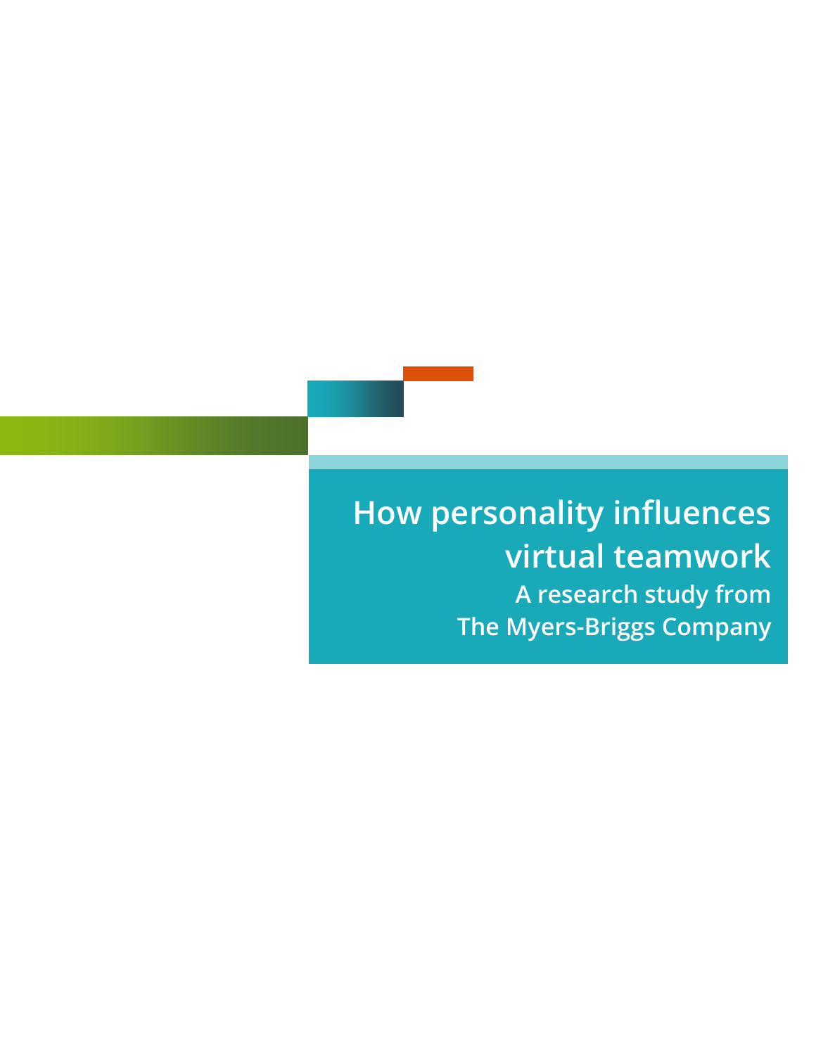# How personality influences virtual teamwork

## A research study from The Myers-Briggs Company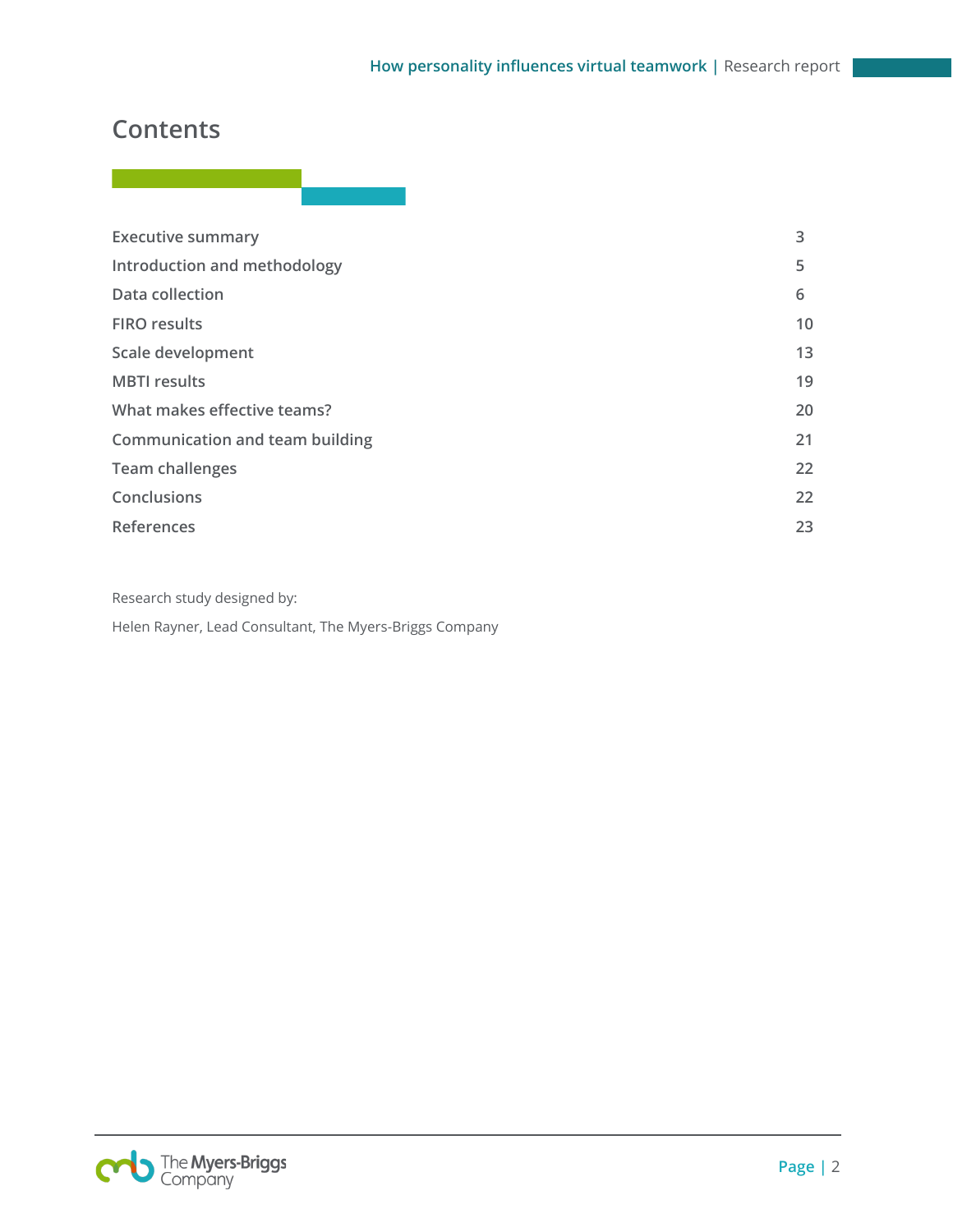# Contents

| | |
|---|---|
| Executive summary | 3 |
| Introduction and methodology | 5 |
| Data collection | 6 |
| FIRO results | 10 |
| Scale development | 13 |
| MBTI results | 19 |
| What makes effective teams? | 20 |
| Communication and team building | 21 |
| Team challenges | 22 |
| Conclusions | 22 |
| References | 23 |

Research study designed by:

Helen Rayner, Lead Consultant, The Myers-Briggs Company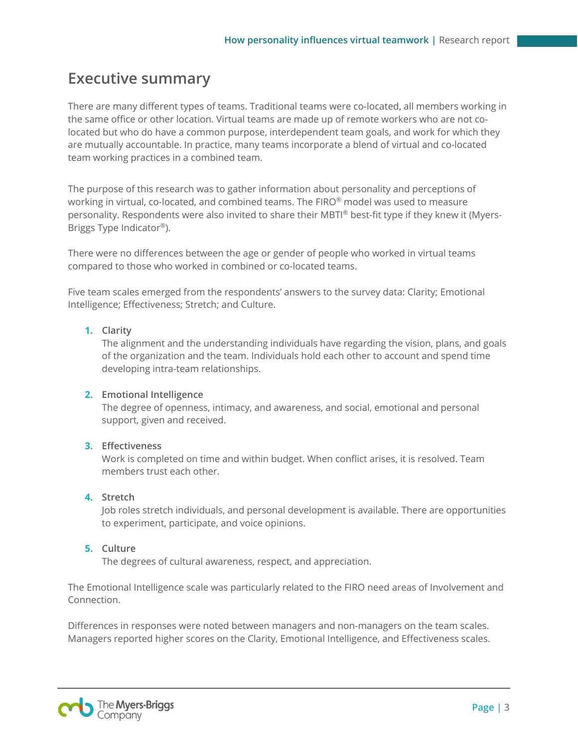# Executive summary

There are many different types of teams. Traditional teams were co-located, all members working in the same office or other location. Virtual teams are made up of remote workers who are not co-located but who do have a common purpose, interdependent team goals, and work for which they are mutually accountable. In practice, many teams incorporate a blend of virtual and co-located team working practices in a combined team.

The purpose of this research was to gather information about personality and perceptions of working in virtual, co-located, and combined teams. The FIRO® model was used to measure personality. Respondents were also invited to share their MBTI® best-fit type if they knew it (Myers-Briggs Type Indicator®).

There were no differences between the age or gender of people who worked in virtual teams compared to those who worked in combined or co-located teams.

Five team scales emerged from the respondents' answers to the survey data: Clarity; Emotional Intelligence; Effectiveness; Stretch; and Culture.

1. **Clarity**
   The alignment and the understanding individuals have regarding the vision, plans, and goals of the organization and the team. Individuals hold each other to account and spend time developing intra-team relationships.

2. **Emotional Intelligence**
   The degree of openness, intimacy, and awareness, and social, emotional and personal support, given and received.

3. **Effectiveness**
   Work is completed on time and within budget. When conflict arises, it is resolved. Team members trust each other.

4. **Stretch**
   Job roles stretch individuals, and personal development is available. There are opportunities to experiment, participate, and voice opinions.

5. **Culture**
   The degrees of cultural awareness, respect, and appreciation.

The Emotional Intelligence scale was particularly related to the FIRO need areas of Involvement and Connection.

Differences in responses were noted between managers and non-managers on the team scales. Managers reported higher scores on the Clarity, Emotional Intelligence, and Effectiveness scales.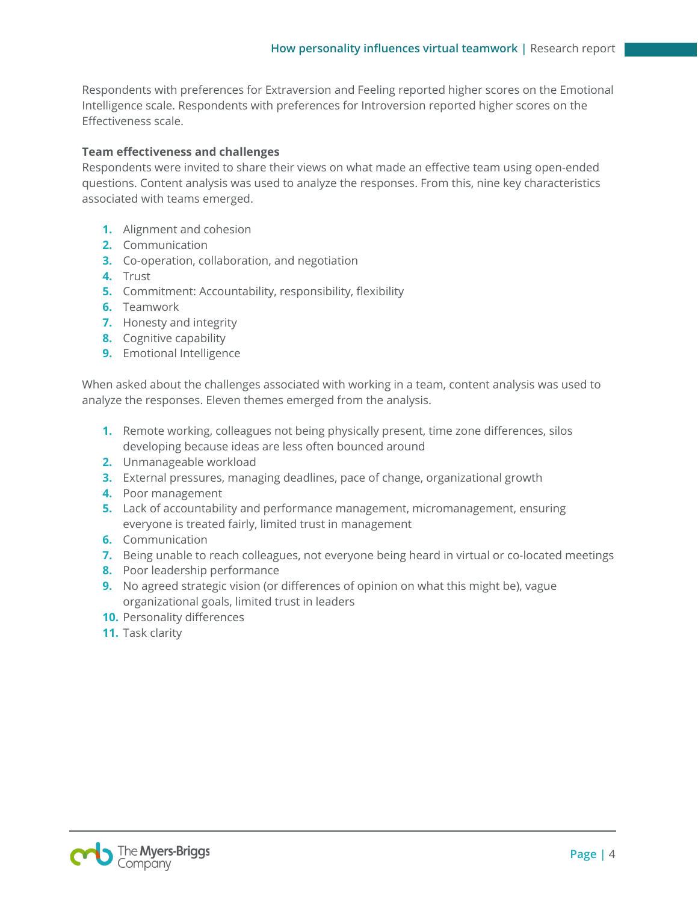Respondents with preferences for Extraversion and Feeling reported higher scores on the Emotional Intelligence scale. Respondents with preferences for Introversion reported higher scores on the Effectiveness scale.

**Team effectiveness and challenges**

Respondents were invited to share their views on what made an effective team using open-ended questions. Content analysis was used to analyze the responses. From this, nine key characteristics associated with teams emerged.

1. Alignment and cohesion
2. Communication
3. Co-operation, collaboration, and negotiation
4. Trust
5. Commitment: Accountability, responsibility, flexibility
6. Teamwork
7. Honesty and integrity
8. Cognitive capability
9. Emotional Intelligence

When asked about the challenges associated with working in a team, content analysis was used to analyze the responses. Eleven themes emerged from the analysis.

1. Remote working, colleagues not being physically present, time zone differences, silos developing because ideas are less often bounced around
2. Unmanageable workload
3. External pressures, managing deadlines, pace of change, organizational growth
4. Poor management
5. Lack of accountability and performance management, micromanagement, ensuring everyone is treated fairly, limited trust in management
6. Communication
7. Being unable to reach colleagues, not everyone being heard in virtual or co-located meetings
8. Poor leadership performance
9. No agreed strategic vision (or differences of opinion on what this might be), vague organizational goals, limited trust in leaders
10. Personality differences
11. Task clarity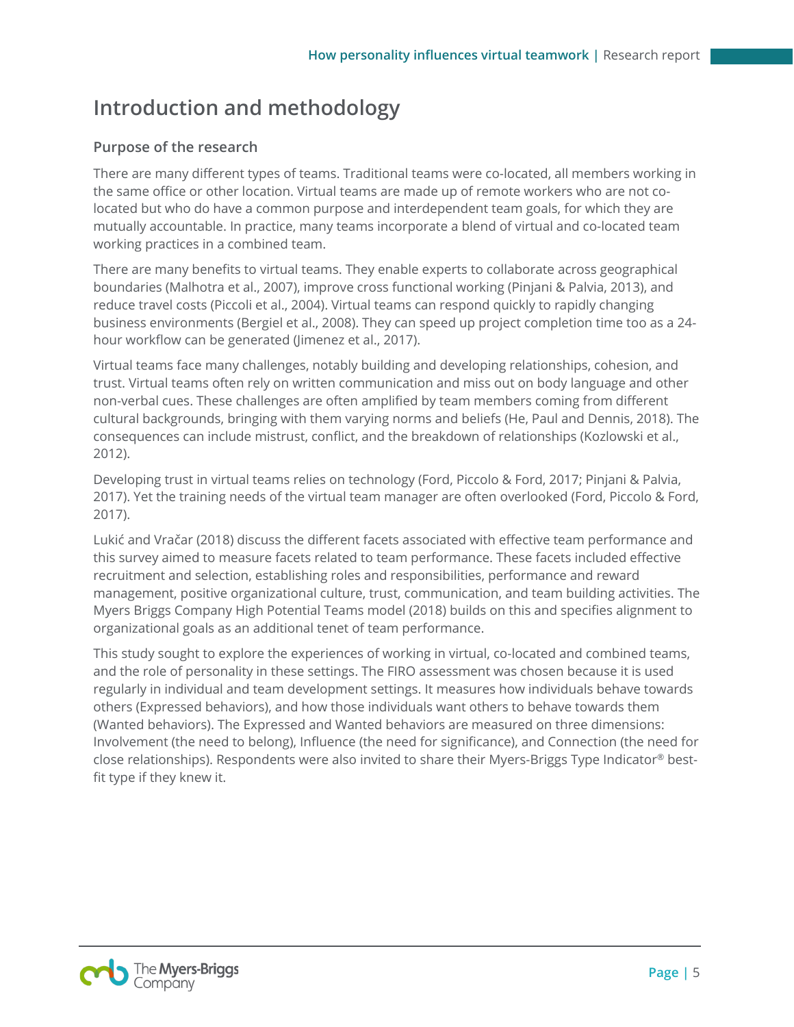## Introduction and methodology

### Purpose of the research

There are many different types of teams. Traditional teams were co-located, all members working in the same office or other location. Virtual teams are made up of remote workers who are not co-located but who do have a common purpose and interdependent team goals, for which they are mutually accountable. In practice, many teams incorporate a blend of virtual and co-located team working practices in a combined team.

There are many benefits to virtual teams. They enable experts to collaborate across geographical boundaries (Malhotra et al., 2007), improve cross functional working (Pinjani & Palvia, 2013), and reduce travel costs (Piccoli et al., 2004). Virtual teams can respond quickly to rapidly changing business environments (Bergiel et al., 2008). They can speed up project completion time too as a 24-hour workflow can be generated (Jimenez et al., 2017).

Virtual teams face many challenges, notably building and developing relationships, cohesion, and trust. Virtual teams often rely on written communication and miss out on body language and other non-verbal cues. These challenges are often amplified by team members coming from different cultural backgrounds, bringing with them varying norms and beliefs (He, Paul and Dennis, 2018). The consequences can include mistrust, conflict, and the breakdown of relationships (Kozlowski et al., 2012).

Developing trust in virtual teams relies on technology (Ford, Piccolo & Ford, 2017; Pinjani & Palvia, 2017). Yet the training needs of the virtual team manager are often overlooked (Ford, Piccolo & Ford, 2017).

Lukić and Vračar (2018) discuss the different facets associated with effective team performance and this survey aimed to measure facets related to team performance. These facets included effective recruitment and selection, establishing roles and responsibilities, performance and reward management, positive organizational culture, trust, communication, and team building activities. The Myers Briggs Company High Potential Teams model (2018) builds on this and specifies alignment to organizational goals as an additional tenet of team performance.

This study sought to explore the experiences of working in virtual, co-located and combined teams, and the role of personality in these settings. The FIRO assessment was chosen because it is used regularly in individual and team development settings. It measures how individuals behave towards others (Expressed behaviors), and how those individuals want others to behave towards them (Wanted behaviors). The Expressed and Wanted behaviors are measured on three dimensions: Involvement (the need to belong), Influence (the need for significance), and Connection (the need for close relationships). Respondents were also invited to share their Myers-Briggs Type Indicator® best-fit type if they knew it.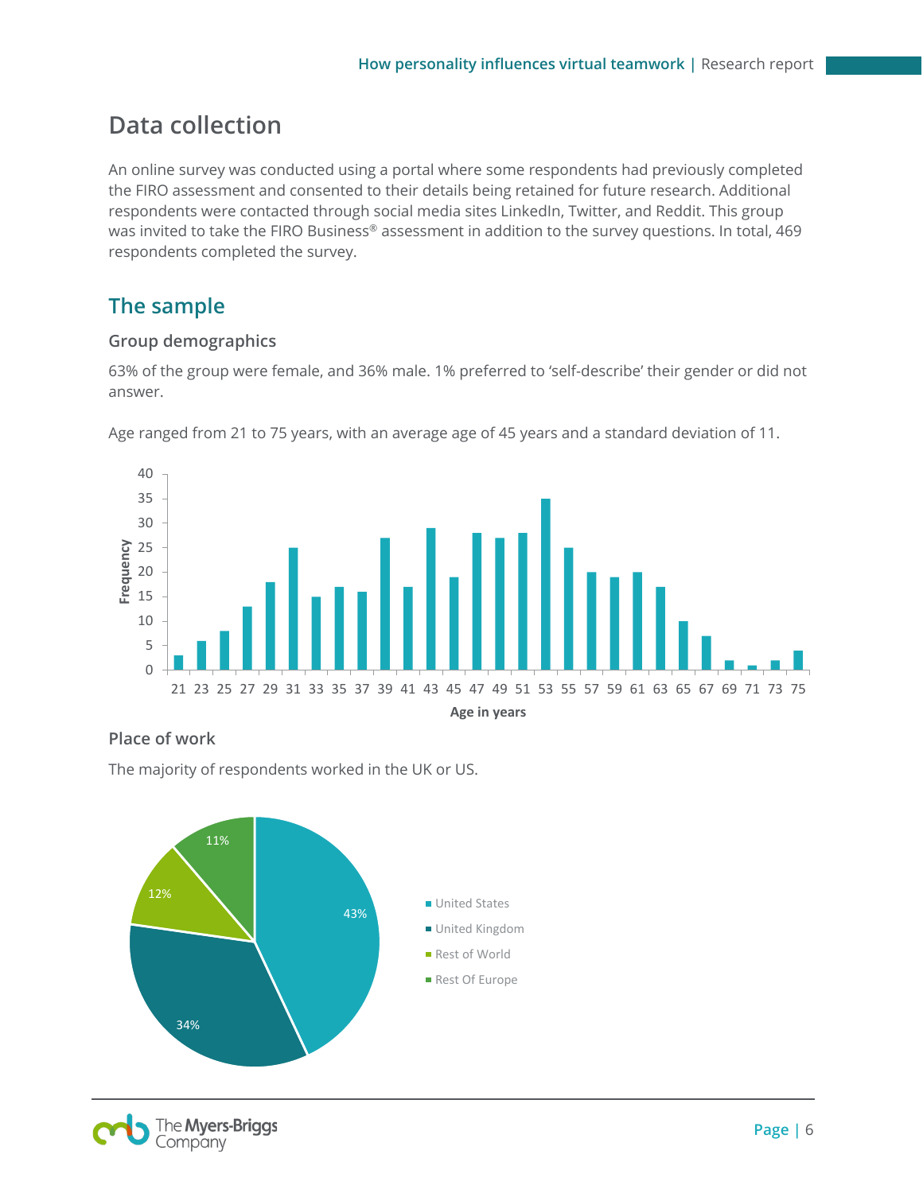## Data collection

An online survey was conducted using a portal where some respondents had previously completed the FIRO assessment and consented to their details being retained for future research. Additional respondents were contacted through social media sites LinkedIn, Twitter, and Reddit. This group was invited to take the FIRO Business® assessment in addition to the survey questions. In total, 469 respondents completed the survey.

## The sample

### Group demographics

63% of the group were female, and 36% male. 1% preferred to 'self-describe' their gender or did not answer.

Age ranged from 21 to 75 years, with an average age of 45 years and a standard deviation of 11.

### Place of work

The majority of respondents worked in the UK or US.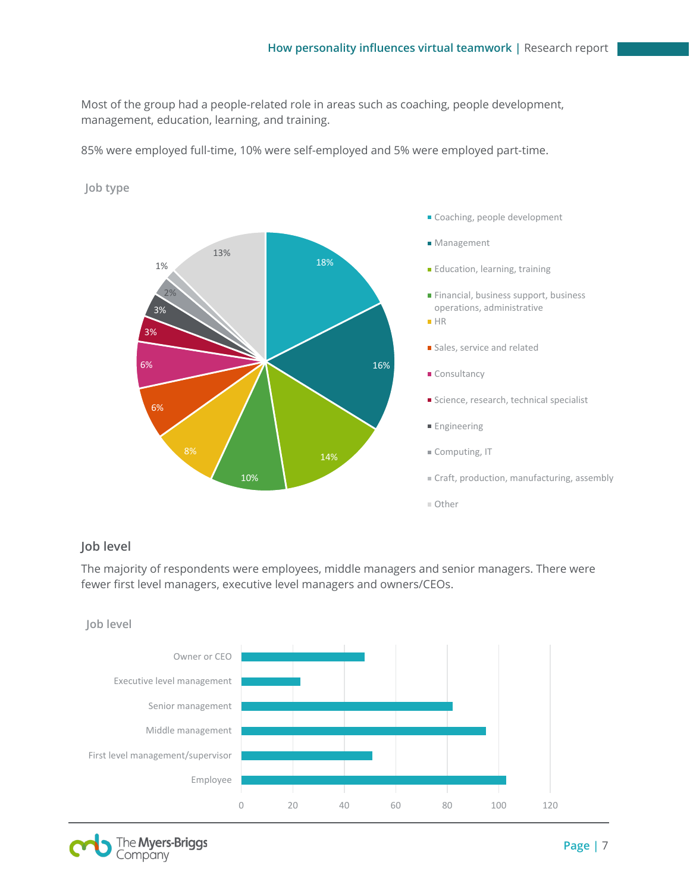Most of the group had a people-related role in areas such as coaching, people development, management, education, learning, and training.

85% were employed full-time, 10% were self-employed and 5% were employed part-time.

Job type

| Job type | % |
|---|---|
| Coaching, people development | 18% |
| Management | 16% |
| Education, learning, training | 14% |
| Financial, business support, business operations, administrative | 10% |
| HR | 8% |
| Sales, service and related | 6% |
| Consultancy | 6% |
| Science, research, technical specialist | 3% |
| Engineering | 3% |
| Computing, IT | 2% |
| Craft, production, manufacturing, assembly | 1% |
| Other | 13% |

### Job level

The majority of respondents were employees, middle managers and senior managers. There were fewer first level managers, executive level managers and owners/CEOs.

Job level

| Job level | Approx. count |
|---|---|
| Owner or CEO | 48 |
| Executive level management | 23 |
| Senior management | 82 |
| Middle management | 95 |
| First level management/supervisor | 51 |
| Employee | 103 |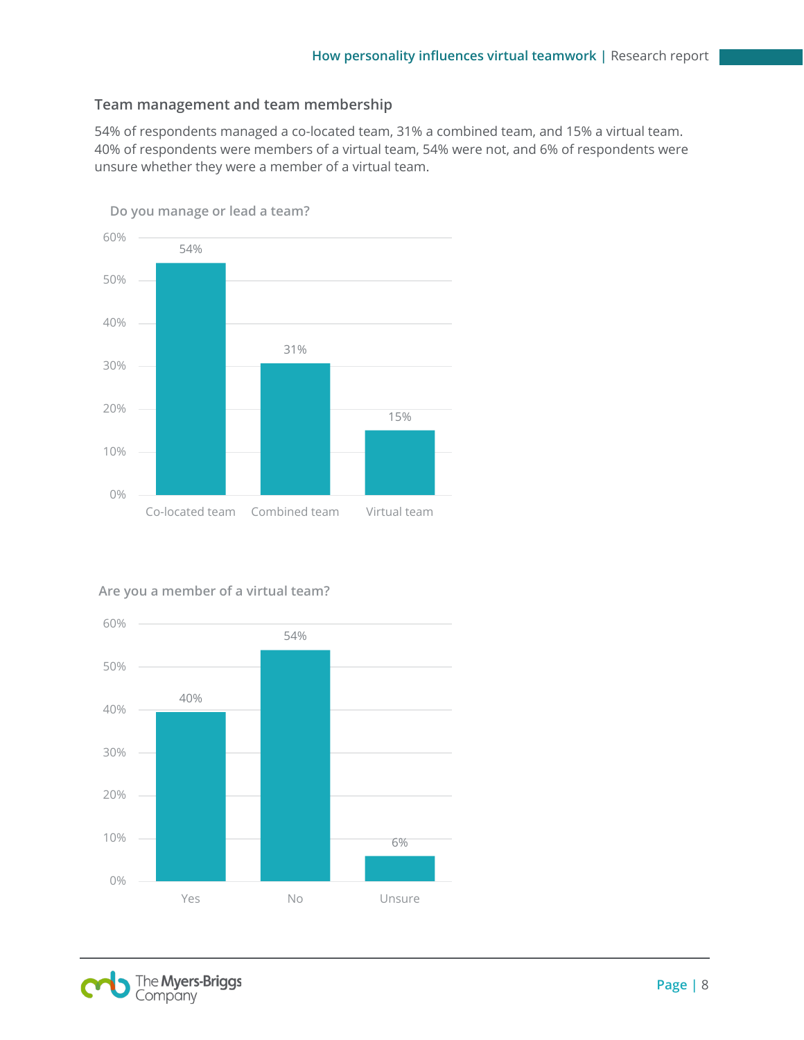## Team management and team membership

54% of respondents managed a co-located team, 31% a combined team, and 15% a virtual team. 40% of respondents were members of a virtual team, 54% were not, and 6% of respondents were unsure whether they were a member of a virtual team.

**Do you manage or lead a team?**

| Response | Percentage |
|---|---|
| Co-located team | 54% |
| Combined team | 31% |
| Virtual team | 15% |

**Are you a member of a virtual team?**

| Response | Percentage |
|---|---|
| Yes | 40% |
| No | 54% |
| Unsure | 6% |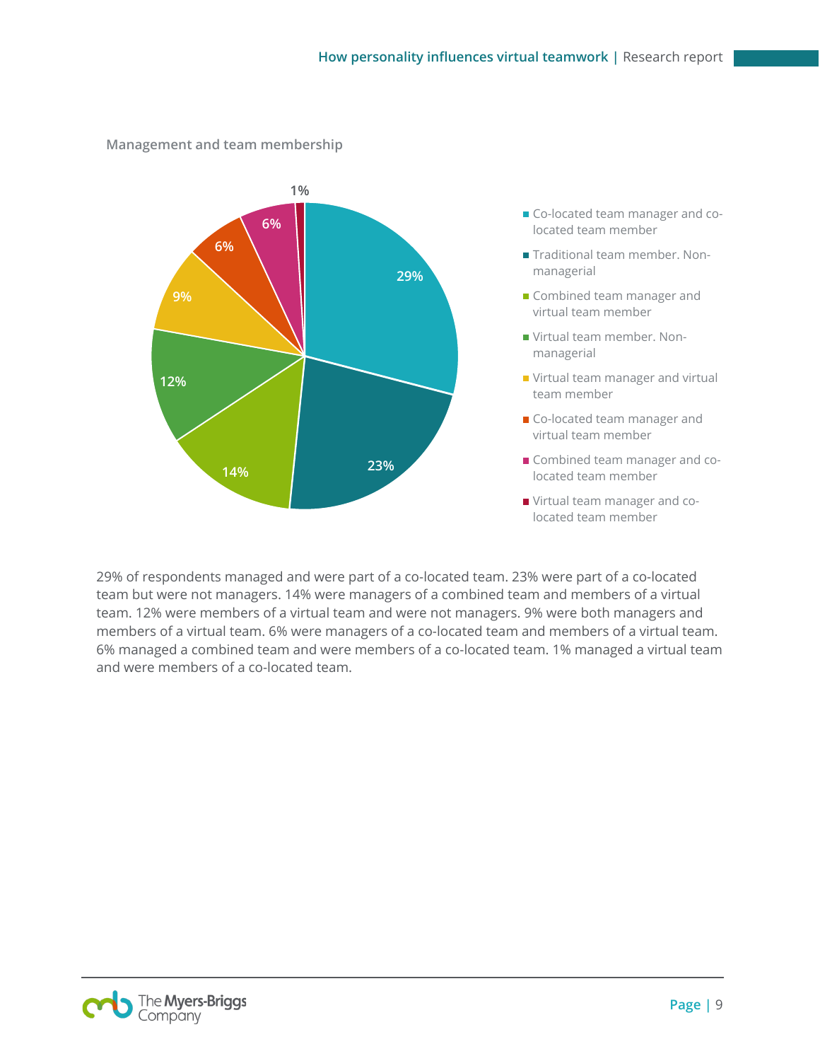Management and team membership

| Category | Percentage |
|---|---|
| Co-located team manager and co-located team member | 29% |
| Traditional team member. Non-managerial | 23% |
| Combined team manager and virtual team member | 14% |
| Virtual team member. Non-managerial | 12% |
| Virtual team manager and virtual team member | 9% |
| Co-located team manager and virtual team member | 6% |
| Combined team manager and co-located team member | 6% |
| Virtual team manager and co-located team member | 1% |

29% of respondents managed and were part of a co-located team. 23% were part of a co-located team but were not managers. 14% were managers of a combined team and members of a virtual team. 12% were members of a virtual team and were not managers. 9% were both managers and members of a virtual team. 6% were managers of a co-located team and members of a virtual team. 6% managed a combined team and were members of a co-located team. 1% managed a virtual team and were members of a co-located team.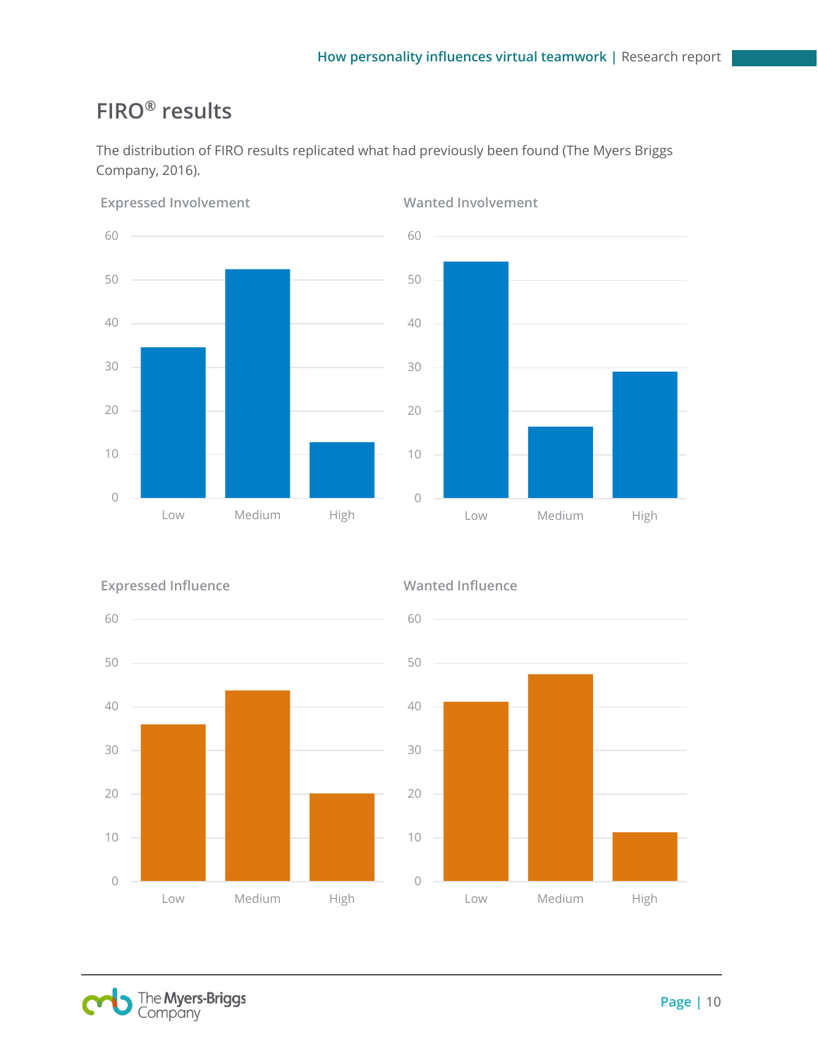## FIRO® results

The distribution of FIRO results replicated what had previously been found (The Myers Briggs Company, 2016).

Expressed Involvement

Wanted Involvement

Expressed Influence

Wanted Influence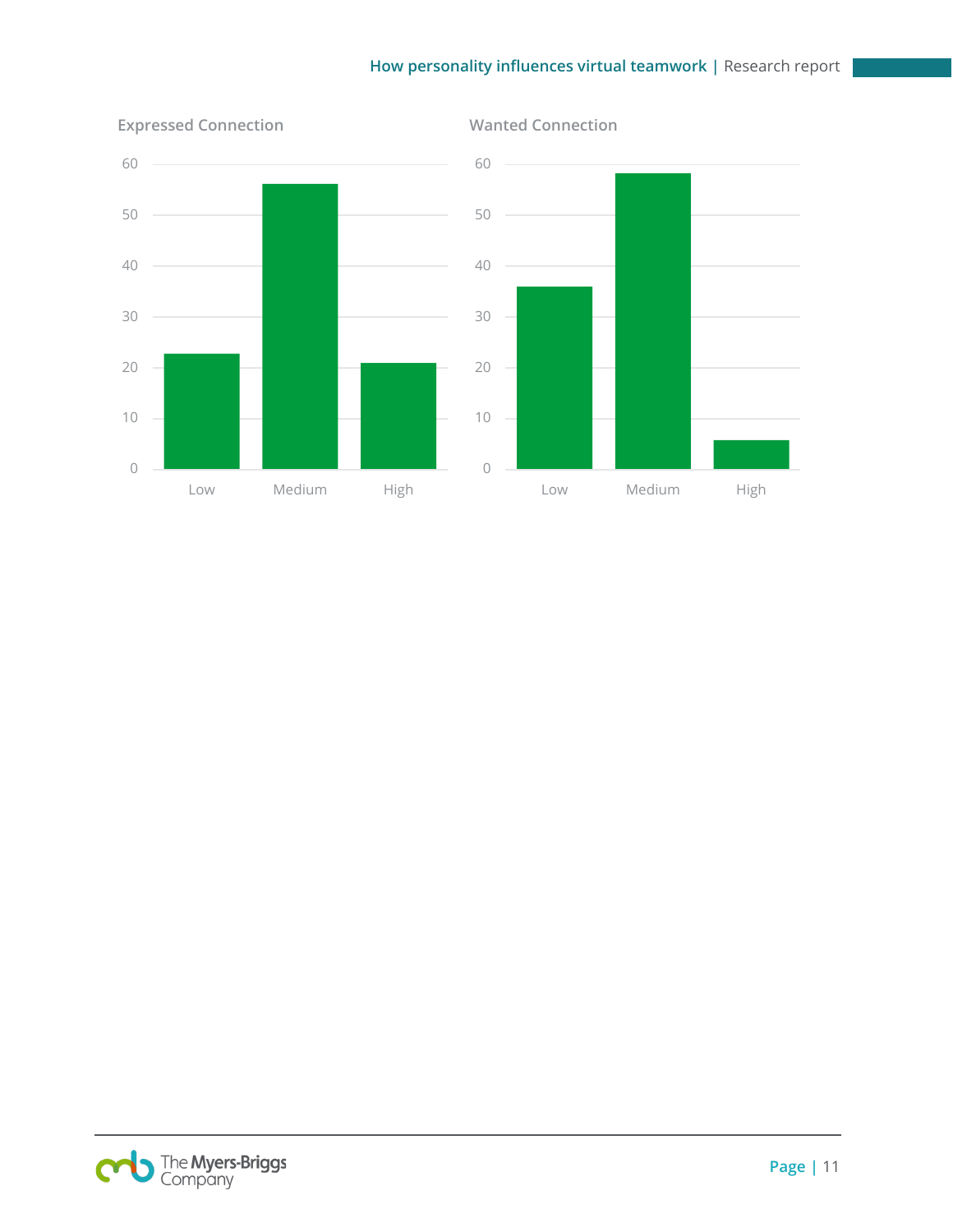Expressed Connection

| | Low | Medium | High |
|---|---|---|---|
| Value | ~23 | ~56 | ~21 |

Wanted Connection

| | Low | Medium | High |
|---|---|---|---|
| Value | ~36 | ~58 | ~6 |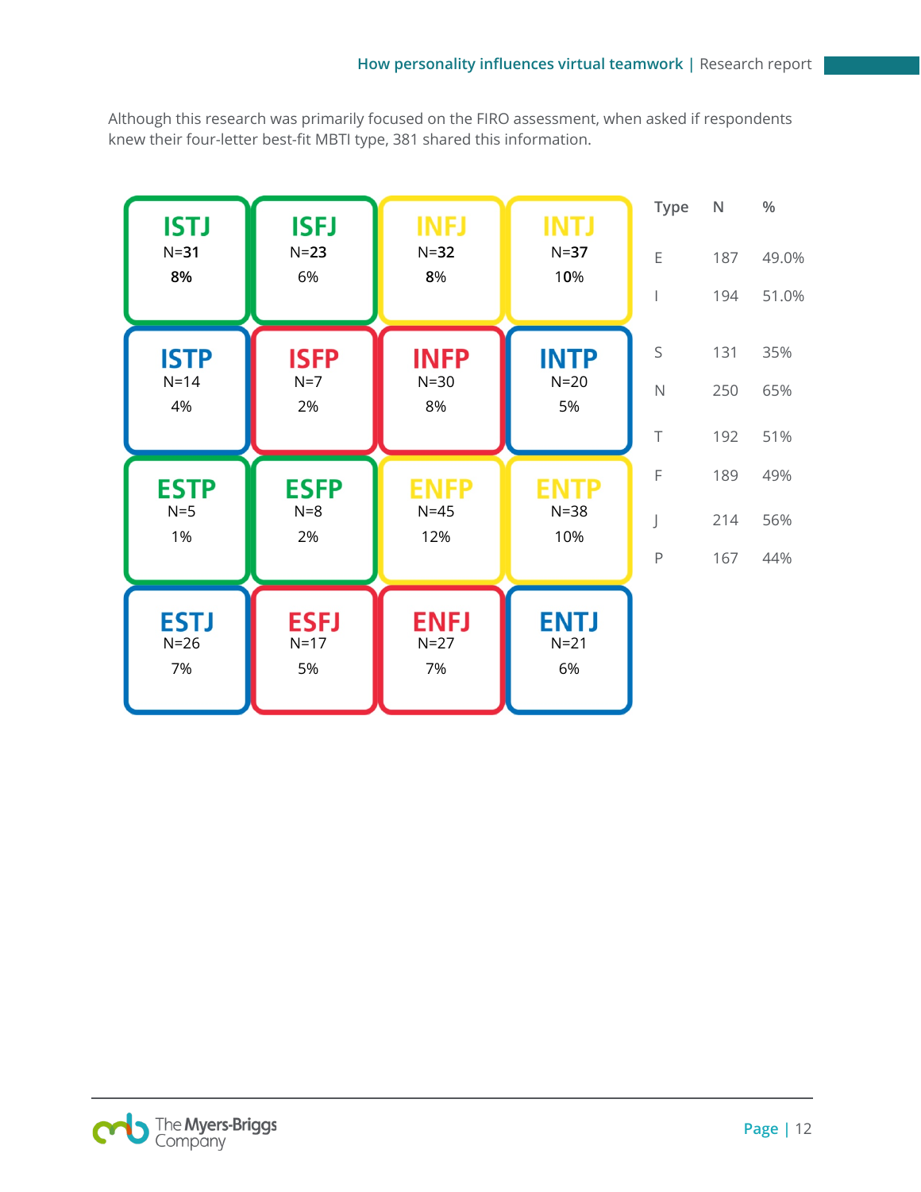Although this research was primarily focused on the FIRO assessment, when asked if respondents knew their four-letter best-fit MBTI type, 381 shared this information.

| | | | |
|---|---|---|---|
| **ISTJ**<br>N=31<br>8% | **ISFJ**<br>N=23<br>6% | **INFJ**<br>N=32<br>8% | **INTJ**<br>N=37<br>10% |
| **ISTP**<br>N=14<br>4% | **ISFP**<br>N=7<br>2% | **INFP**<br>N=30<br>8% | **INTP**<br>N=20<br>5% |
| **ESTP**<br>N=5<br>1% | **ESFP**<br>N=8<br>2% | **ENFP**<br>N=45<br>12% | **ENTP**<br>N=38<br>10% |
| **ESTJ**<br>N=26<br>7% | **ESFJ**<br>N=17<br>5% | **ENFJ**<br>N=27<br>7% | **ENTJ**<br>N=21<br>6% |

| Type | N | % |
|---|---|---|
| E | 187 | 49.0% |
| I | 194 | 51.0% |
| S | 131 | 35% |
| N | 250 | 65% |
| T | 192 | 51% |
| F | 189 | 49% |
| J | 214 | 56% |
| P | 167 | 44% |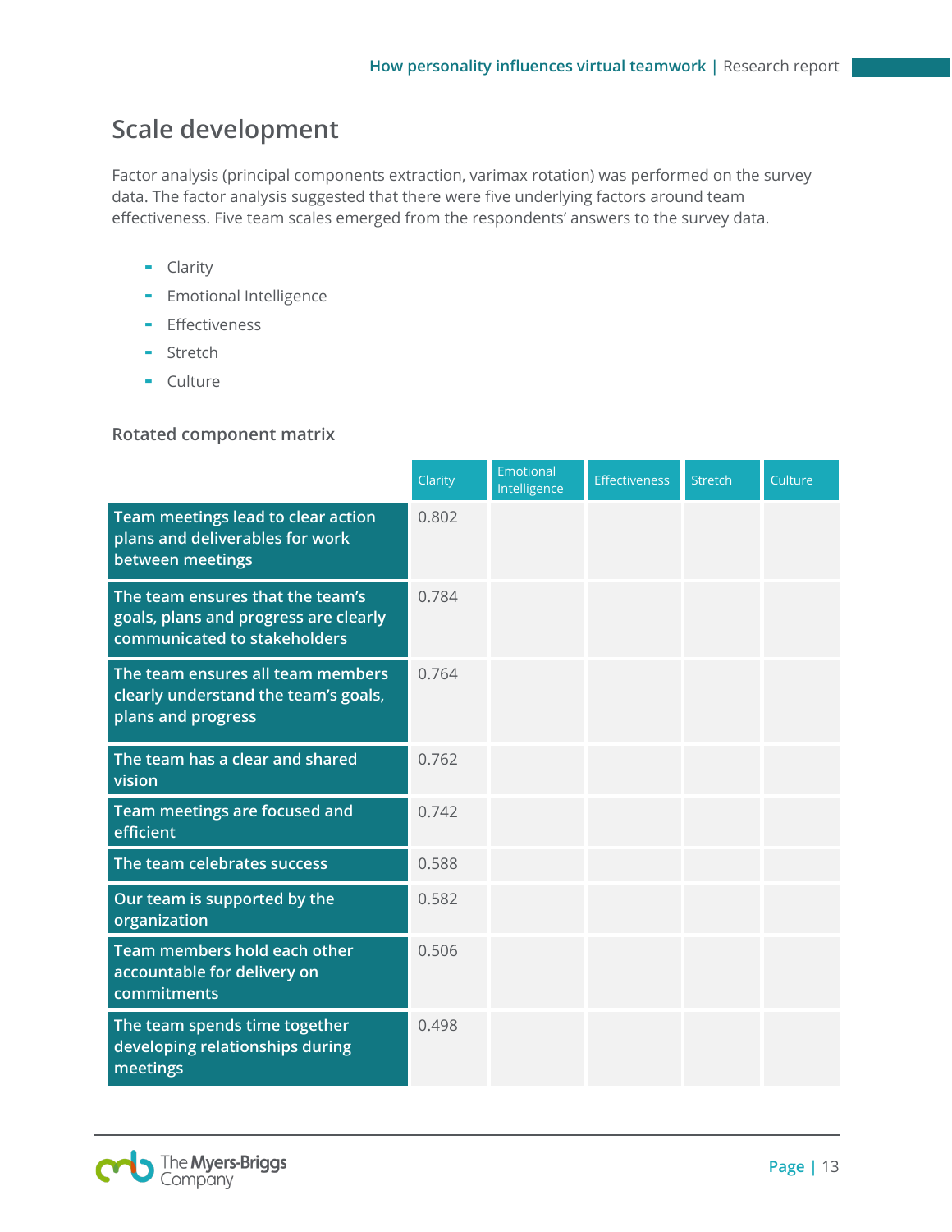## Scale development

Factor analysis (principal components extraction, varimax rotation) was performed on the survey data. The factor analysis suggested that there were five underlying factors around team effectiveness. Five team scales emerged from the respondents' answers to the survey data.

- Clarity
- Emotional Intelligence
- Effectiveness
- Stretch
- Culture

### Rotated component matrix

| | Clarity | Emotional Intelligence | Effectiveness | Stretch | Culture |
|---|---|---|---|---|---|
| Team meetings lead to clear action plans and deliverables for work between meetings | 0.802 | | | | |
| The team ensures that the team's goals, plans and progress are clearly communicated to stakeholders | 0.784 | | | | |
| The team ensures all team members clearly understand the team's goals, plans and progress | 0.764 | | | | |
| The team has a clear and shared vision | 0.762 | | | | |
| Team meetings are focused and efficient | 0.742 | | | | |
| The team celebrates success | 0.588 | | | | |
| Our team is supported by the organization | 0.582 | | | | |
| Team members hold each other accountable for delivery on commitments | 0.506 | | | | |
| The team spends time together developing relationships during meetings | 0.498 | | | | |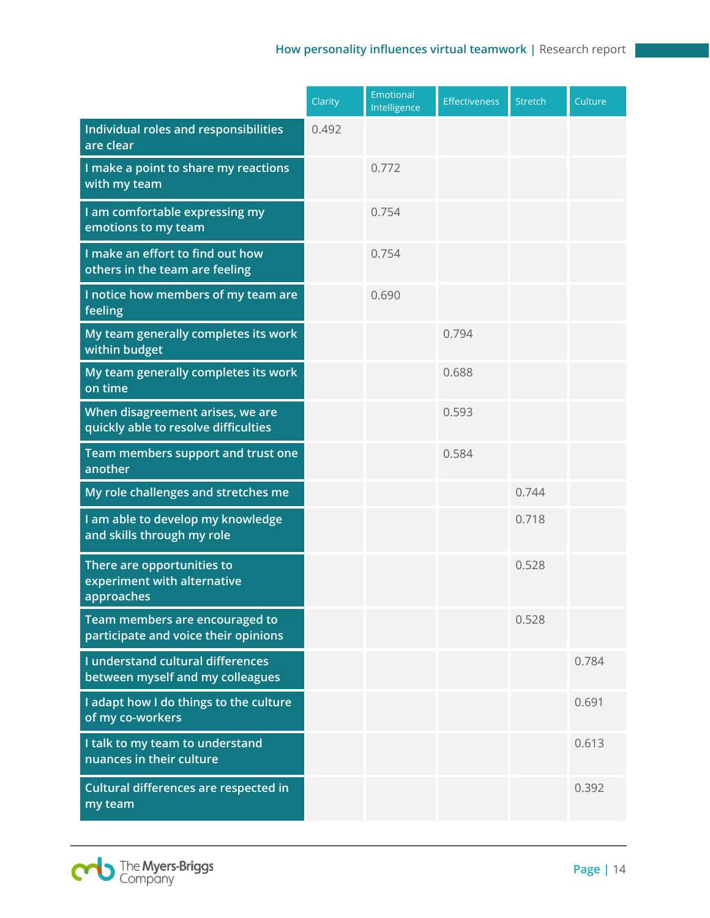| | Clarity | Emotional Intelligence | Effectiveness | Stretch | Culture |
|---|---|---|---|---|---|
| Individual roles and responsibilities are clear | 0.492 | | | | |
| I make a point to share my reactions with my team | | 0.772 | | | |
| I am comfortable expressing my emotions to my team | | 0.754 | | | |
| I make an effort to find out how others in the team are feeling | | 0.754 | | | |
| I notice how members of my team are feeling | | 0.690 | | | |
| My team generally completes its work within budget | | | 0.794 | | |
| My team generally completes its work on time | | | 0.688 | | |
| When disagreement arises, we are quickly able to resolve difficulties | | | 0.593 | | |
| Team members support and trust one another | | | 0.584 | | |
| My role challenges and stretches me | | | | 0.744 | |
| I am able to develop my knowledge and skills through my role | | | | 0.718 | |
| There are opportunities to experiment with alternative approaches | | | | 0.528 | |
| Team members are encouraged to participate and voice their opinions | | | | 0.528 | |
| I understand cultural differences between myself and my colleagues | | | | | 0.784 |
| I adapt how I do things to the culture of my co-workers | | | | | 0.691 |
| I talk to my team to understand nuances in their culture | | | | | 0.613 |
| Cultural differences are respected in my team | | | | | 0.392 |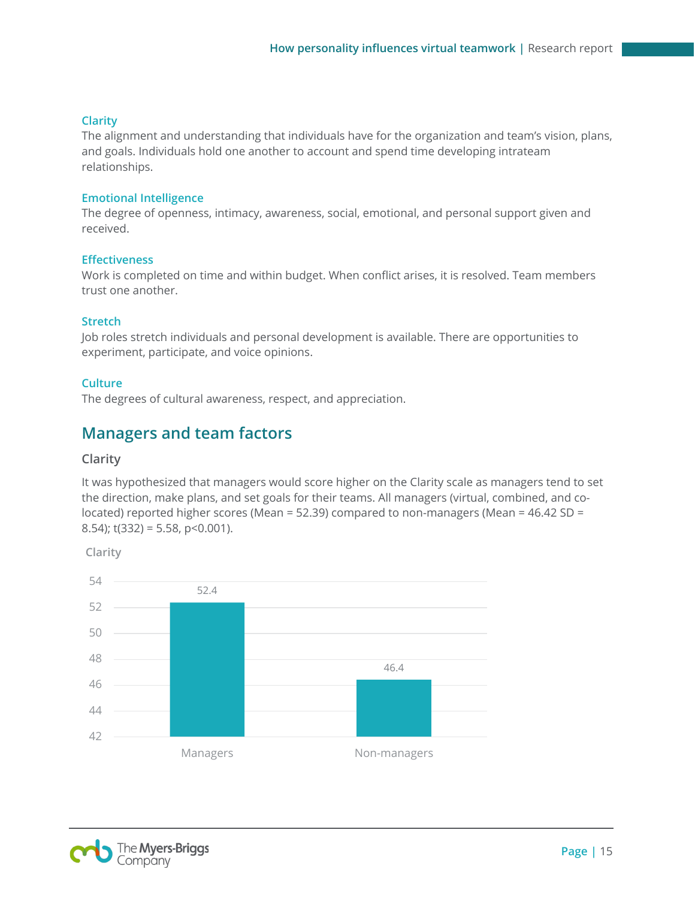### Clarity

The alignment and understanding that individuals have for the organization and team's vision, plans, and goals. Individuals hold one another to account and spend time developing intrateam relationships.

### Emotional Intelligence

The degree of openness, intimacy, awareness, social, emotional, and personal support given and received.

### Effectiveness

Work is completed on time and within budget. When conflict arises, it is resolved. Team members trust one another.

### Stretch

Job roles stretch individuals and personal development is available. There are opportunities to experiment, participate, and voice opinions.

### Culture

The degrees of cultural awareness, respect, and appreciation.

## Managers and team factors

### Clarity

It was hypothesized that managers would score higher on the Clarity scale as managers tend to set the direction, make plans, and set goals for their teams. All managers (virtual, combined, and co-located) reported higher scores (Mean = 52.39) compared to non-managers (Mean = 46.42 SD = 8.54); $t(332) = 5.58$, $p<0.001$).

Clarity

| | Clarity |
|---|---|
| Managers | 52.4 |
| Non-managers | 46.4 |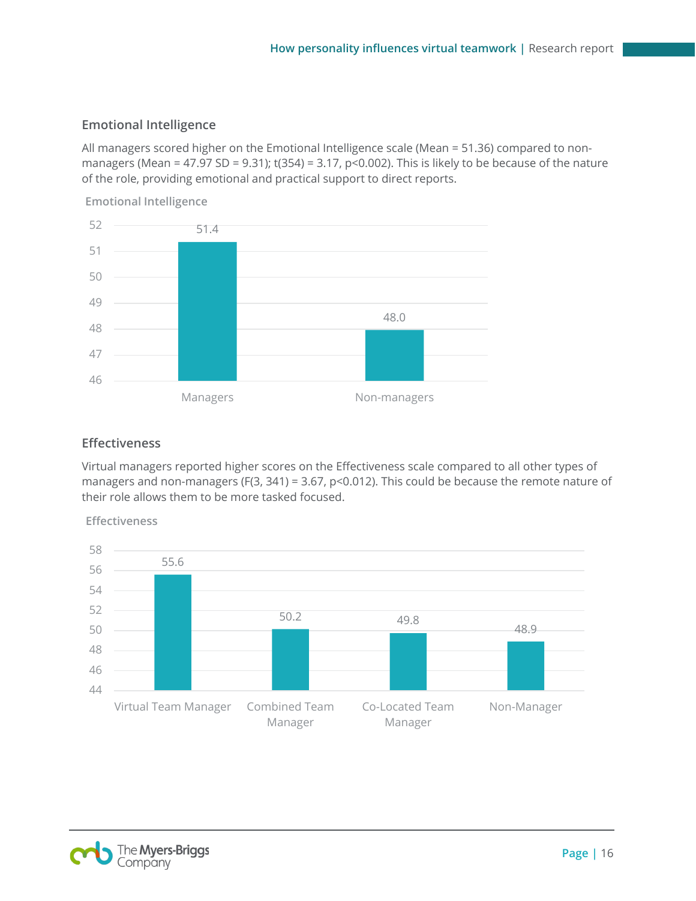### Emotional Intelligence

All managers scored higher on the Emotional Intelligence scale (Mean = 51.36) compared to non-managers (Mean = 47.97 SD = 9.31); $t(354) = 3.17$, $p<0.002$). This is likely to be because of the nature of the role, providing emotional and practical support to direct reports.

**Emotional Intelligence**

| | Emotional Intelligence |
|---|---|
| Managers | 51.4 |
| Non-managers | 48.0 |

### Effectiveness

Virtual managers reported higher scores on the Effectiveness scale compared to all other types of managers and non-managers ($F(3, 341) = 3.67$, $p<0.012$). This could be because the remote nature of their role allows them to be more tasked focused.

**Effectiveness**

| | Effectiveness |
|---|---|
| Virtual Team Manager | 55.6 |
| Combined Team Manager | 50.2 |
| Co-Located Team Manager | 49.8 |
| Non-Manager | 48.9 |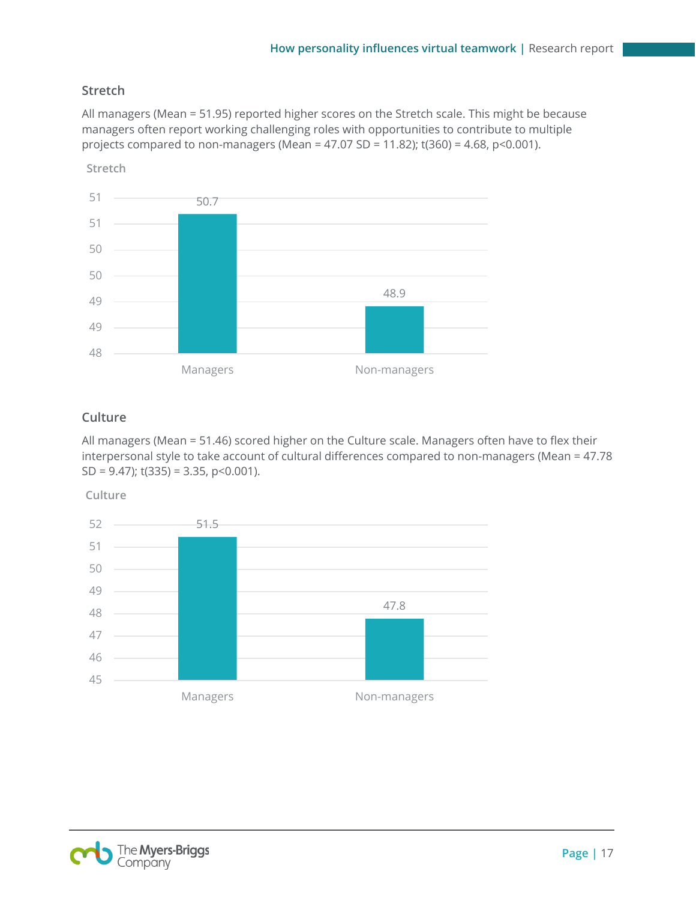### Stretch

All managers (Mean = 51.95) reported higher scores on the Stretch scale. This might be because managers often report working challenging roles with opportunities to contribute to multiple projects compared to non-managers (Mean = 47.07 SD = 11.82); $t(360) = 4.68$, $p<0.001$).

Stretch

| | Managers | Non-managers |
|---|---|---|
| Stretch | 50.7 | 48.9 |

### Culture

All managers (Mean = 51.46) scored higher on the Culture scale. Managers often have to flex their interpersonal style to take account of cultural differences compared to non-managers (Mean = 47.78 SD = 9.47); $t(335) = 3.35$, $p<0.001$).

Culture

| | Managers | Non-managers |
|---|---|---|
| Culture | 51.5 | 47.8 |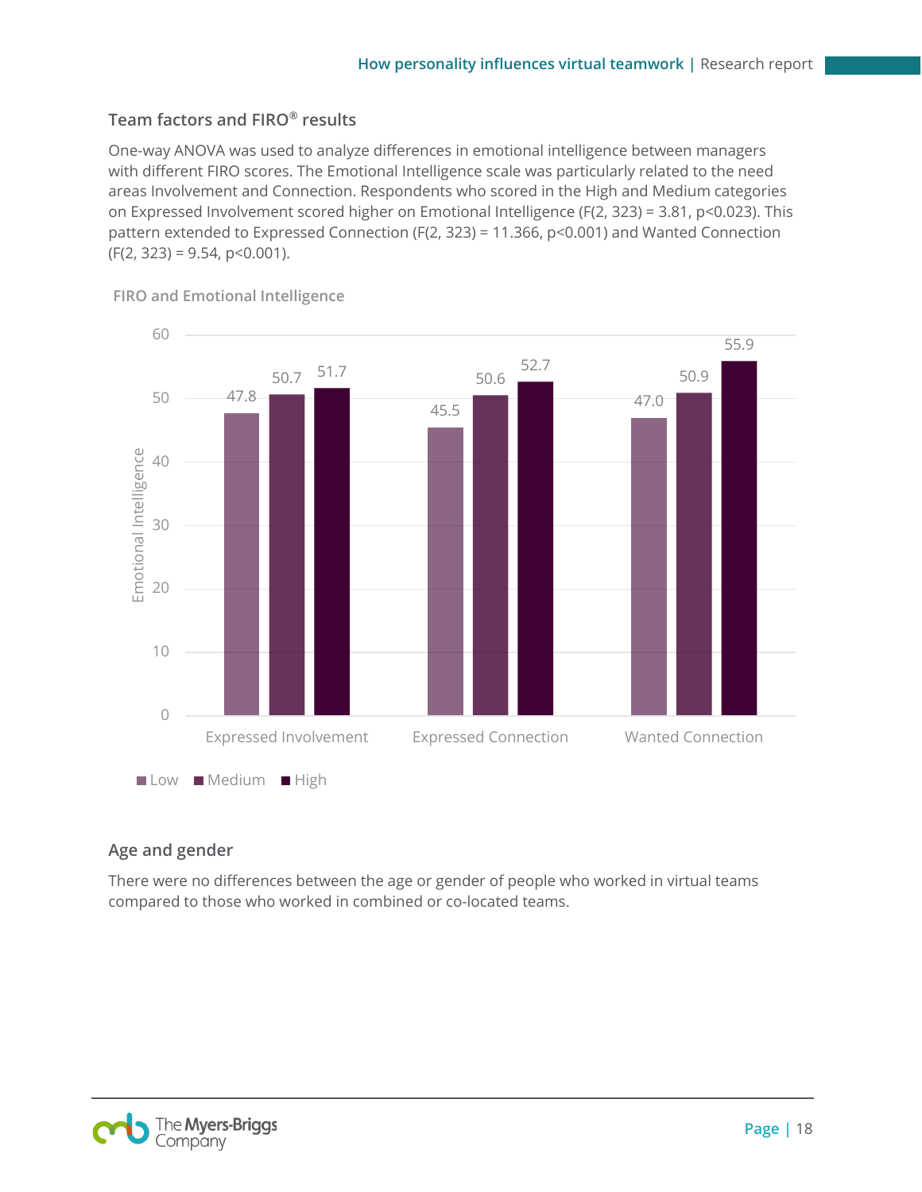### Team factors and FIRO® results

One-way ANOVA was used to analyze differences in emotional intelligence between managers with different FIRO scores. The Emotional Intelligence scale was particularly related to the need areas Involvement and Connection. Respondents who scored in the High and Medium categories on Expressed Involvement scored higher on Emotional Intelligence ($F(2, 323) = 3.81$, $p<0.023$). This pattern extended to Expressed Connection ($F(2, 323) = 11.366$, $p<0.001$) and Wanted Connection ($F(2, 323) = 9.54$, $p<0.001$).

FIRO and Emotional Intelligence

| | Low | Medium | High |
|---|---|---|---|
| Expressed Involvement | 47.8 | 50.7 | 51.7 |
| Expressed Connection | 45.5 | 50.6 | 52.7 |
| Wanted Connection | 47.0 | 50.9 | 55.9 |

### Age and gender

There were no differences between the age or gender of people who worked in virtual teams compared to those who worked in combined or co-located teams.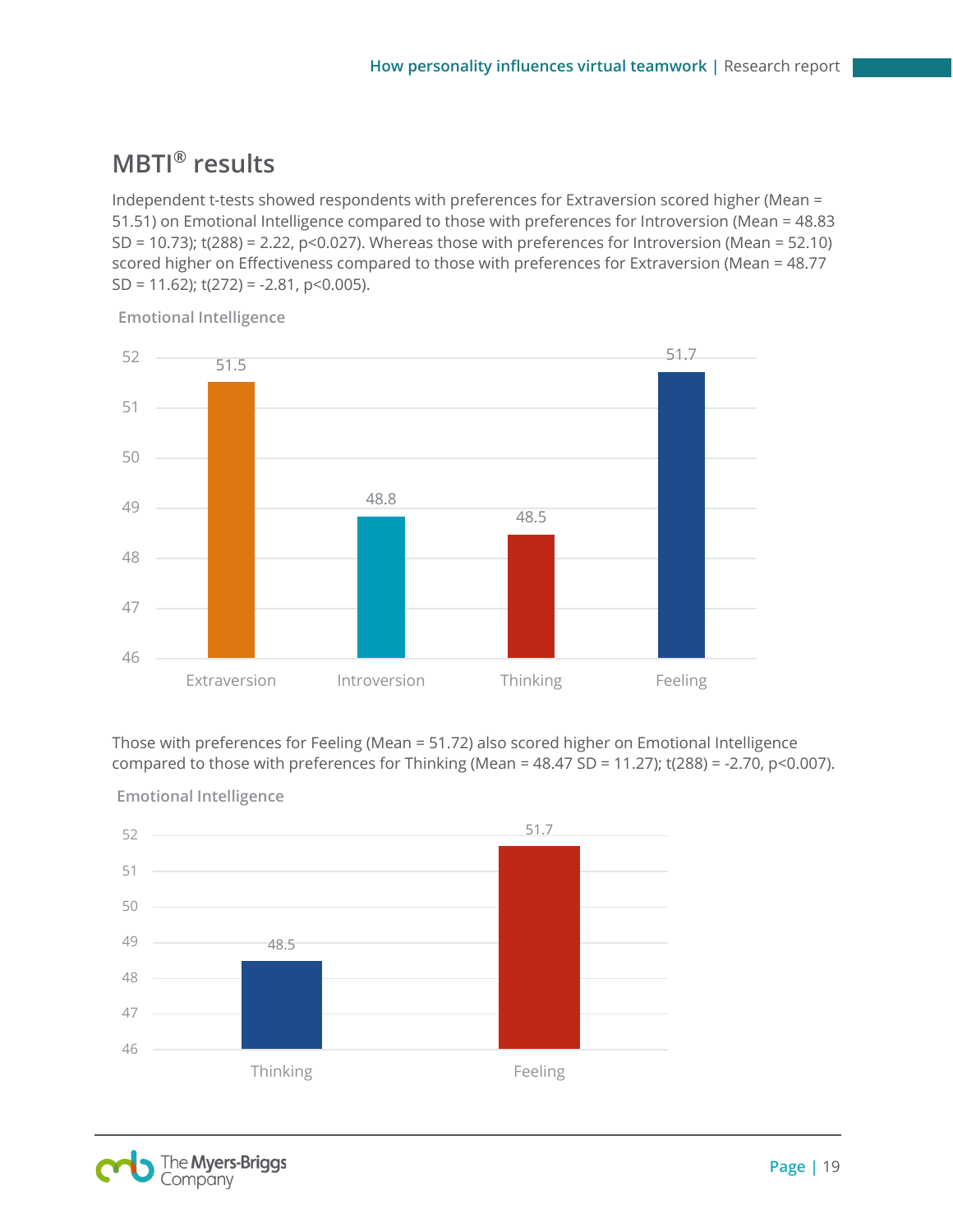## MBTI® results

Independent t-tests showed respondents with preferences for Extraversion scored higher (Mean = 51.51) on Emotional Intelligence compared to those with preferences for Introversion (Mean = 48.83 SD = 10.73); $t(288) = 2.22$, $p<0.027$). Whereas those with preferences for Introversion (Mean = 52.10) scored higher on Effectiveness compared to those with preferences for Extraversion (Mean = 48.77 SD = 11.62); $t(272) = -2.81$, $p<0.005$).

**Emotional Intelligence**

| | Extraversion | Introversion | Thinking | Feeling |
|---|---|---|---|---|
| Emotional Intelligence | 51.5 | 48.8 | 48.5 | 51.7 |

Those with preferences for Feeling (Mean = 51.72) also scored higher on Emotional Intelligence compared to those with preferences for Thinking (Mean = 48.47 SD = 11.27); $t(288) = -2.70$, $p<0.007$).

**Emotional Intelligence**

| | Thinking | Feeling |
|---|---|---|
| Emotional Intelligence | 48.5 | 51.7 |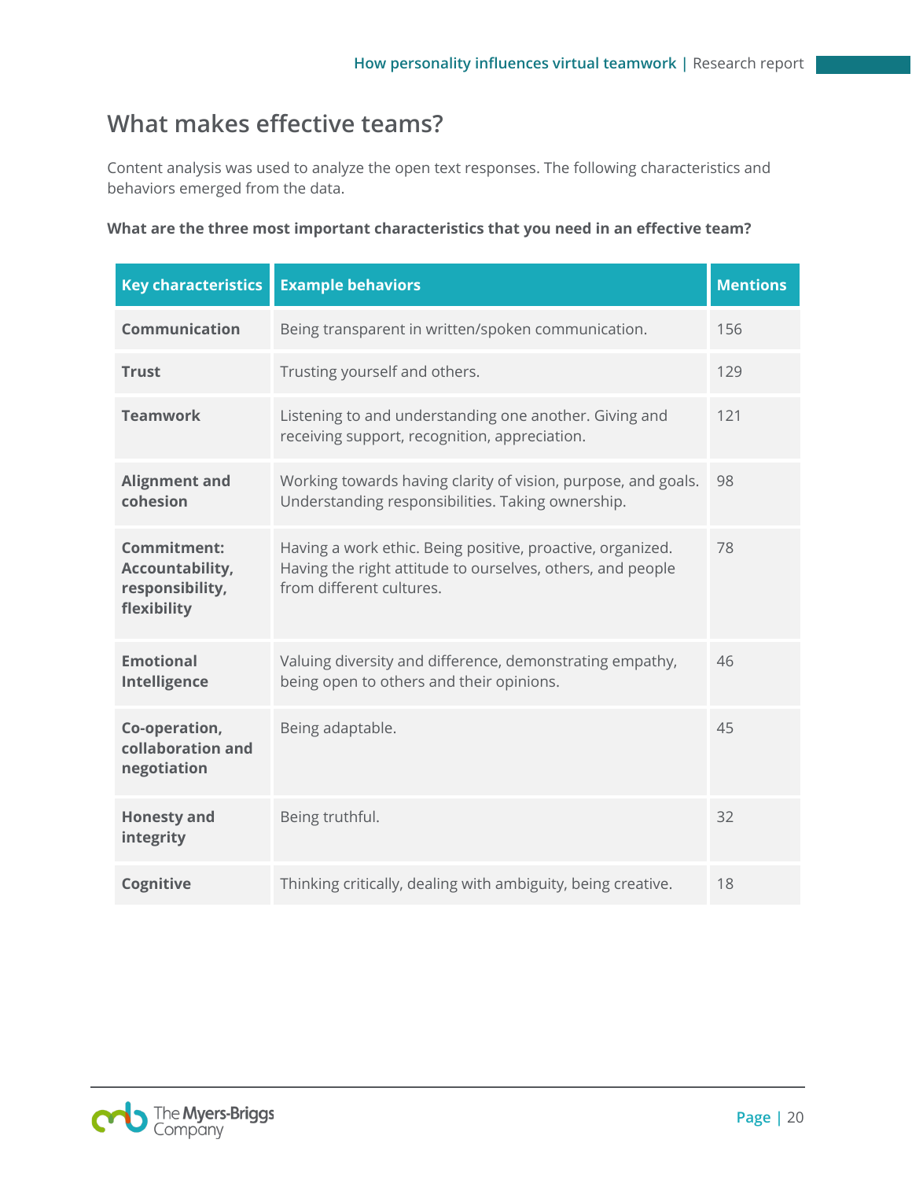## What makes effective teams?

Content analysis was used to analyze the open text responses. The following characteristics and behaviors emerged from the data.

**What are the three most important characteristics that you need in an effective team?**

| Key characteristics | Example behaviors | Mentions |
|---|---|---|
| **Communication** | Being transparent in written/spoken communication. | 156 |
| **Trust** | Trusting yourself and others. | 129 |
| **Teamwork** | Listening to and understanding one another. Giving and receiving support, recognition, appreciation. | 121 |
| **Alignment and cohesion** | Working towards having clarity of vision, purpose, and goals. Understanding responsibilities. Taking ownership. | 98 |
| **Commitment: Accountability, responsibility, flexibility** | Having a work ethic. Being positive, proactive, organized. Having the right attitude to ourselves, others, and people from different cultures. | 78 |
| **Emotional Intelligence** | Valuing diversity and difference, demonstrating empathy, being open to others and their opinions. | 46 |
| **Co-operation, collaboration and negotiation** | Being adaptable. | 45 |
| **Honesty and integrity** | Being truthful. | 32 |
| **Cognitive** | Thinking critically, dealing with ambiguity, being creative. | 18 |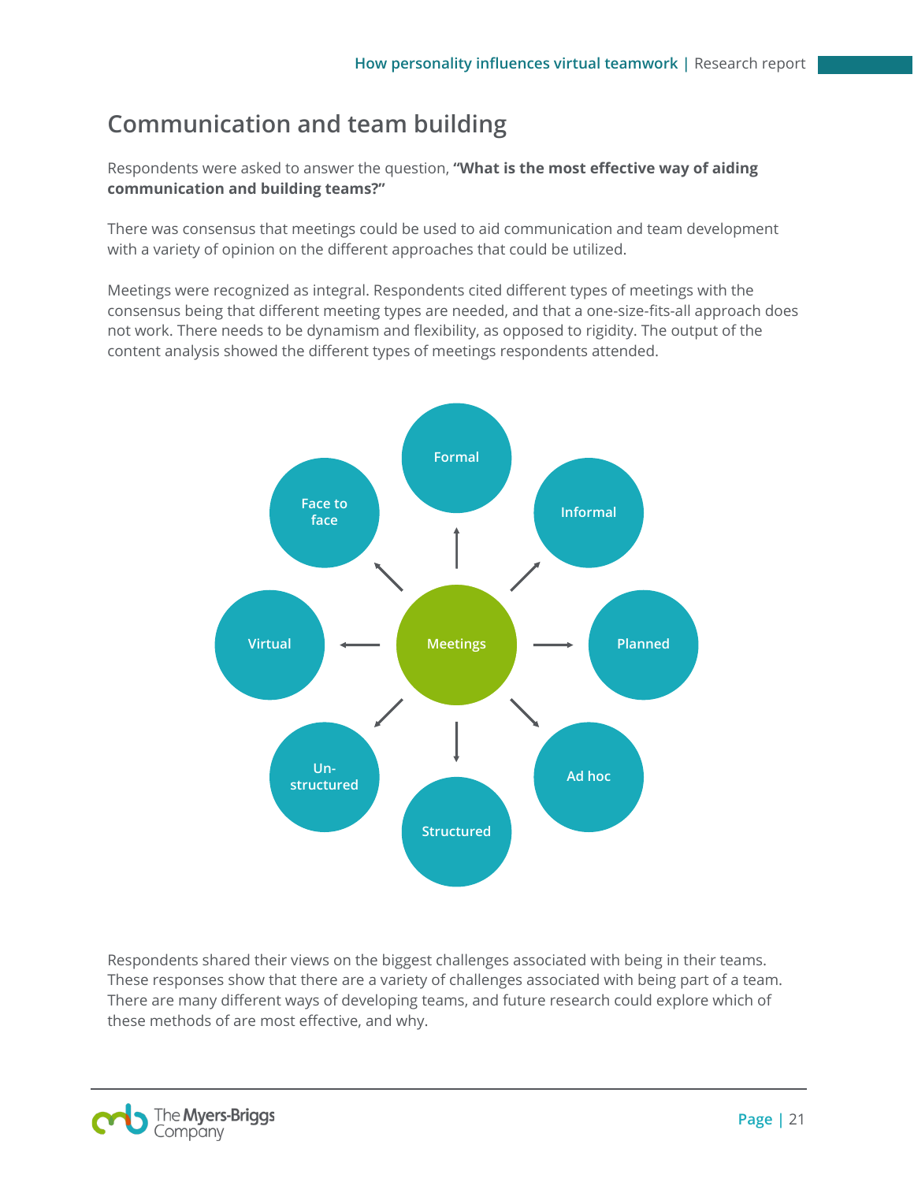## Communication and team building

Respondents were asked to answer the question, **"What is the most effective way of aiding communication and building teams?"**

There was consensus that meetings could be used to aid communication and team development with a variety of opinion on the different approaches that could be utilized.

Meetings were recognized as integral. Respondents cited different types of meetings with the consensus being that different meeting types are needed, and that a one-size-fits-all approach does not work. There needs to be dynamism and flexibility, as opposed to rigidity. The output of the content analysis showed the different types of meetings respondents attended.

- Meetings
  - Formal
  - Informal
  - Planned
  - Ad hoc
  - Structured
  - Un-structured
  - Virtual
  - Face to face

Respondents shared their views on the biggest challenges associated with being in their teams. These responses show that there are a variety of challenges associated with being part of a team. There are many different ways of developing teams, and future research could explore which of these methods of are most effective, and why.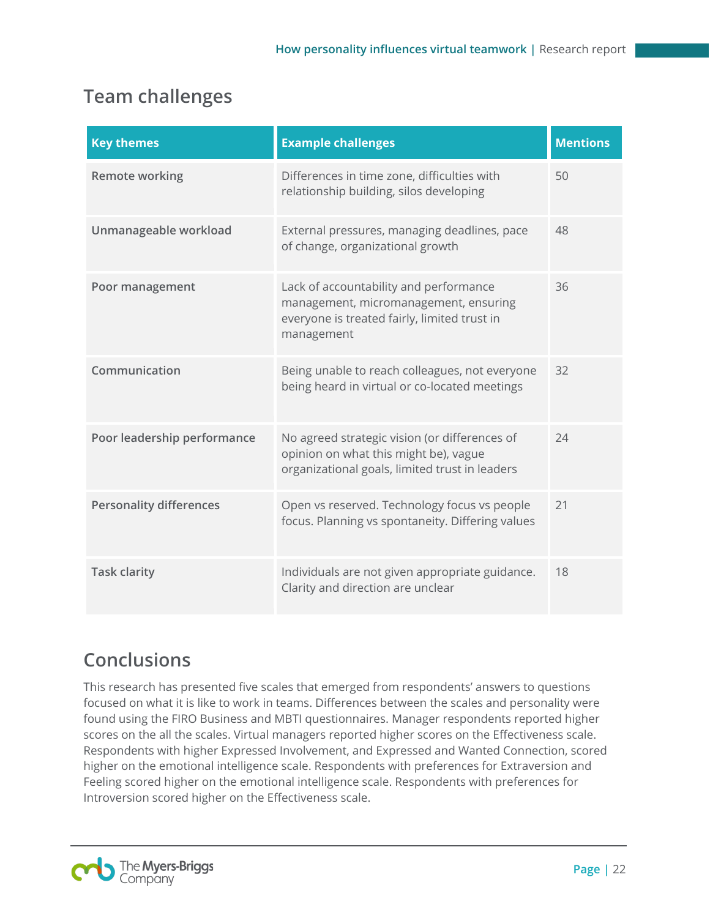## Team challenges

| Key themes | Example challenges | Mentions |
|---|---|---|
| **Remote working** | Differences in time zone, difficulties with relationship building, silos developing | 50 |
| **Unmanageable workload** | External pressures, managing deadlines, pace of change, organizational growth | 48 |
| **Poor management** | Lack of accountability and performance management, micromanagement, ensuring everyone is treated fairly, limited trust in management | 36 |
| **Communication** | Being unable to reach colleagues, not everyone being heard in virtual or co-located meetings | 32 |
| **Poor leadership performance** | No agreed strategic vision (or differences of opinion on what this might be), vague organizational goals, limited trust in leaders | 24 |
| **Personality differences** | Open vs reserved. Technology focus vs people focus. Planning vs spontaneity. Differing values | 21 |
| **Task clarity** | Individuals are not given appropriate guidance. Clarity and direction are unclear | 18 |

## Conclusions

This research has presented five scales that emerged from respondents' answers to questions focused on what it is like to work in teams. Differences between the scales and personality were found using the FIRO Business and MBTI questionnaires. Manager respondents reported higher scores on the all the scales. Virtual managers reported higher scores on the Effectiveness scale. Respondents with higher Expressed Involvement, and Expressed and Wanted Connection, scored higher on the emotional intelligence scale. Respondents with preferences for Extraversion and Feeling scored higher on the emotional intelligence scale. Respondents with preferences for Introversion scored higher on the Effectiveness scale.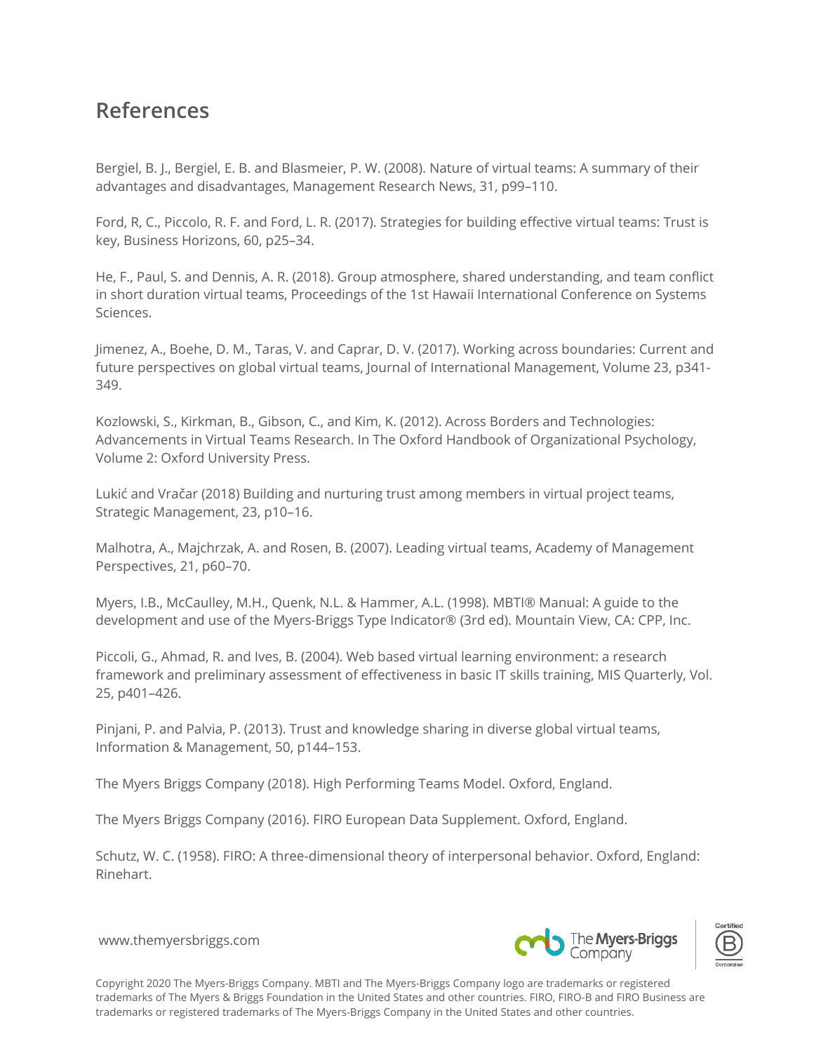## References

Bergiel, B. J., Bergiel, E. B. and Blasmeier, P. W. (2008). Nature of virtual teams: A summary of their advantages and disadvantages, Management Research News, 31, p99–110.

Ford, R, C., Piccolo, R. F. and Ford, L. R. (2017). Strategies for building effective virtual teams: Trust is key, Business Horizons, 60, p25–34.

He, F., Paul, S. and Dennis, A. R. (2018). Group atmosphere, shared understanding, and team conflict in short duration virtual teams, Proceedings of the 1st Hawaii International Conference on Systems Sciences.

Jimenez, A., Boehe, D. M., Taras, V. and Caprar, D. V. (2017). Working across boundaries: Current and future perspectives on global virtual teams, Journal of International Management, Volume 23, p341-349.

Kozlowski, S., Kirkman, B., Gibson, C., and Kim, K. (2012). Across Borders and Technologies: Advancements in Virtual Teams Research. In The Oxford Handbook of Organizational Psychology, Volume 2: Oxford University Press.

Lukić and Vračar (2018) Building and nurturing trust among members in virtual project teams, Strategic Management, 23, p10–16.

Malhotra, A., Majchrzak, A. and Rosen, B. (2007). Leading virtual teams, Academy of Management Perspectives, 21, p60–70.

Myers, I.B., McCaulley, M.H., Quenk, N.L. & Hammer, A.L. (1998). MBTI® Manual: A guide to the development and use of the Myers-Briggs Type Indicator® (3rd ed). Mountain View, CA: CPP, Inc.

Piccoli, G., Ahmad, R. and Ives, B. (2004). Web based virtual learning environment: a research framework and preliminary assessment of effectiveness in basic IT skills training, MIS Quarterly, Vol. 25, p401–426.

Pinjani, P. and Palvia, P. (2013). Trust and knowledge sharing in diverse global virtual teams, Information & Management, 50, p144–153.

The Myers Briggs Company (2018). High Performing Teams Model. Oxford, England.

The Myers Briggs Company (2016). FIRO European Data Supplement. Oxford, England.

Schutz, W. C. (1958). FIRO: A three-dimensional theory of interpersonal behavior. Oxford, England: Rinehart.

www.themyersbriggs.com

Copyright 2020 The Myers-Briggs Company. MBTI and The Myers-Briggs Company logo are trademarks or registered trademarks of The Myers & Briggs Foundation in the United States and other countries. FIRO, FIRO-B and FIRO Business are trademarks or registered trademarks of The Myers-Briggs Company in the United States and other countries.